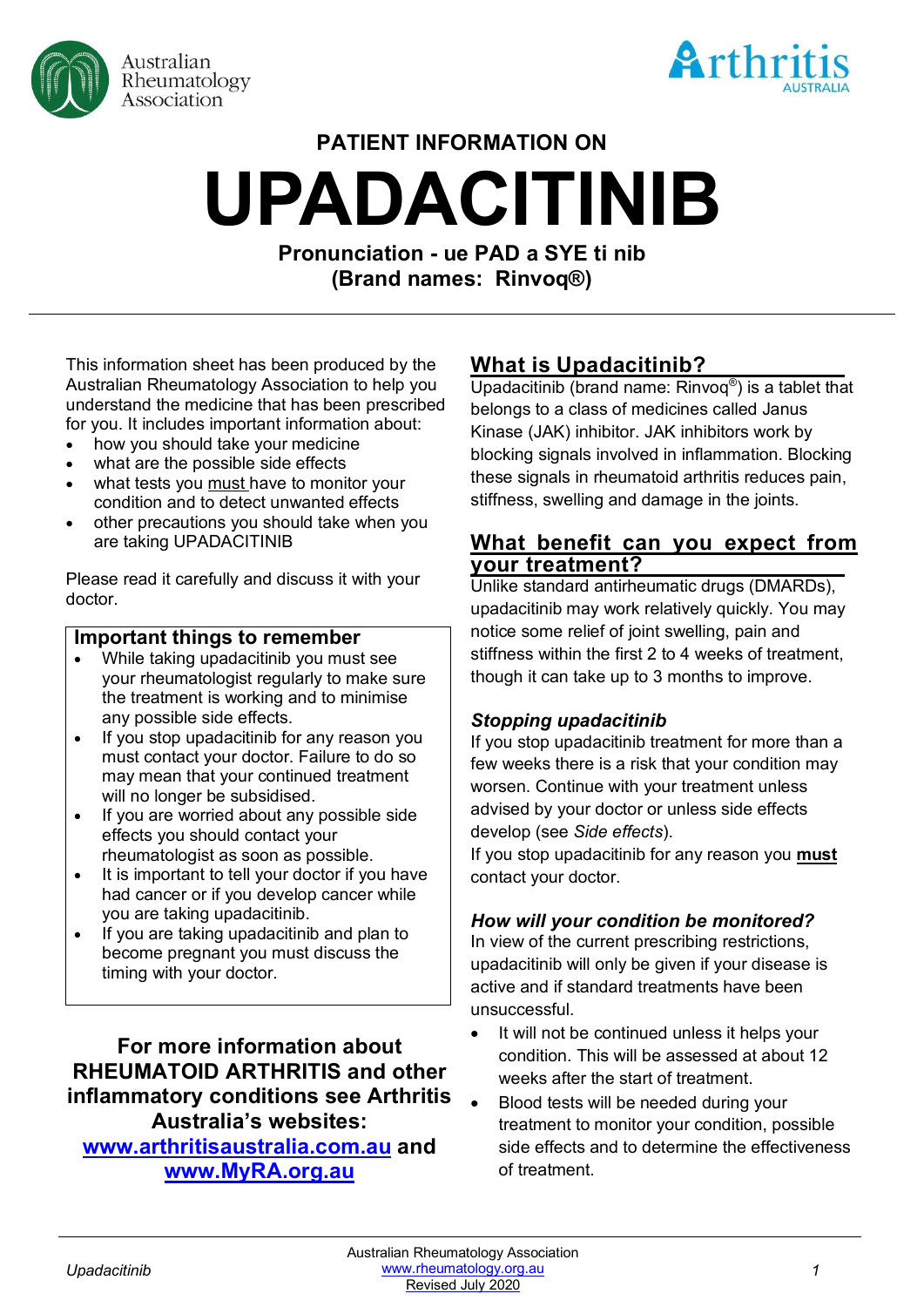Australian Rheumatology Association

Arthritis AUSTRALIA

# PATIENT INFORMATION ON

# UPADACITINIB

**Pronunciation - ue PAD a SYE ti nib**
**(Brand names: Rinvoq®)**

This information sheet has been produced by the Australian Rheumatology Association to help you understand the medicine that has been prescribed for you. It includes important information about:

- how you should take your medicine
- what are the possible side effects
- what tests you must have to monitor your condition and to detect unwanted effects
- other precautions you should take when you are taking UPADACITINIB

Please read it carefully and discuss it with your doctor.

### Important things to remember

- While taking upadacitinib you must see your rheumatologist regularly to make sure the treatment is working and to minimise any possible side effects.
- If you stop upadacitinib for any reason you must contact your doctor. Failure to do so may mean that your continued treatment will no longer be subsidised.
- If you are worried about any possible side effects you should contact your rheumatologist as soon as possible.
- It is important to tell your doctor if you have had cancer or if you develop cancer while you are taking upadacitinib.
- If you are taking upadacitinib and plan to become pregnant you must discuss the timing with your doctor.

**For more information about RHEUMATOID ARTHRITIS and other inflammatory conditions see Arthritis Australia's websites: www.arthritisaustralia.com.au and www.MyRA.org.au**

## What is Upadacitinib?

Upadacitinib (brand name: Rinvoq®) is a tablet that belongs to a class of medicines called Janus Kinase (JAK) inhibitor. JAK inhibitors work by blocking signals involved in inflammation. Blocking these signals in rheumatoid arthritis reduces pain, stiffness, swelling and damage in the joints.

## What benefit can you expect from your treatment?

Unlike standard antirheumatic drugs (DMARDs), upadacitinib may work relatively quickly. You may notice some relief of joint swelling, pain and stiffness within the first 2 to 4 weeks of treatment, though it can take up to 3 months to improve.

### *Stopping upadacitinib*

If you stop upadacitinib treatment for more than a few weeks there is a risk that your condition may worsen. Continue with your treatment unless advised by your doctor or unless side effects develop (see *Side effects*).

If you stop upadacitinib for any reason you **must** contact your doctor.

### *How will your condition be monitored?*

In view of the current prescribing restrictions, upadacitinib will only be given if your disease is active and if standard treatments have been unsuccessful.

- It will not be continued unless it helps your condition. This will be assessed at about 12 weeks after the start of treatment.
- Blood tests will be needed during your treatment to monitor your condition, possible side effects and to determine the effectiveness of treatment.

Australian Rheumatology Association
www.rheumatology.org.au
Revised July 2020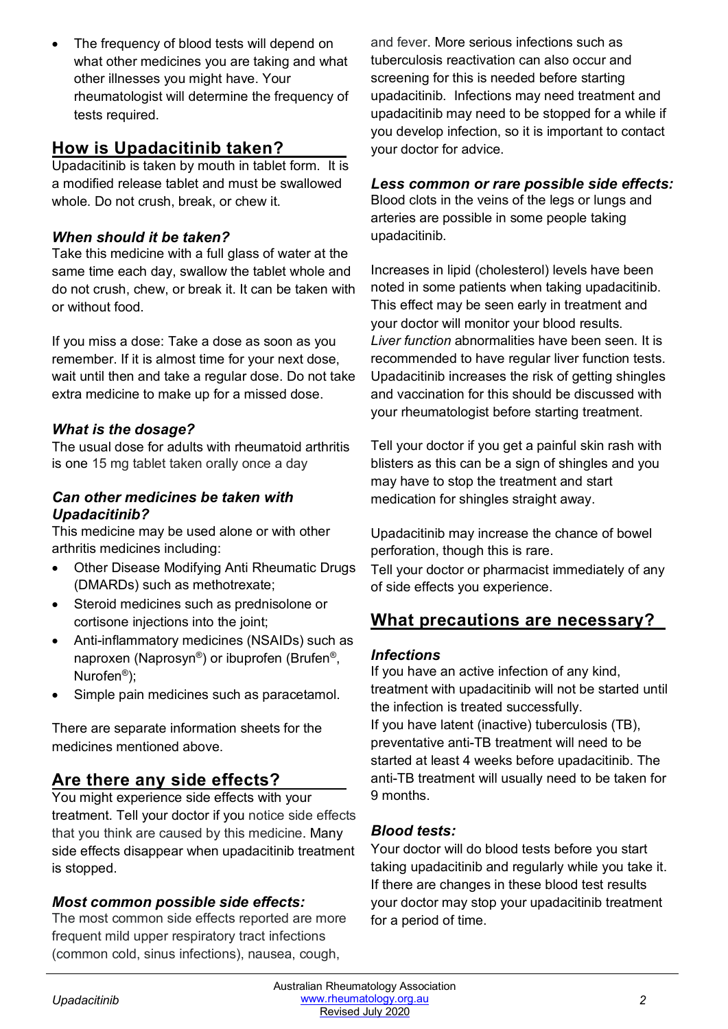- The frequency of blood tests will depend on what other medicines you are taking and what other illnesses you might have. Your rheumatologist will determine the frequency of tests required.

## How is Upadacitinib taken?

Upadacitinib is taken by mouth in tablet form. It is a modified release tablet and must be swallowed whole. Do not crush, break, or chew it.

### *When should it be taken?*

Take this medicine with a full glass of water at the same time each day, swallow the tablet whole and do not crush, chew, or break it. It can be taken with or without food.

If you miss a dose: Take a dose as soon as you remember. If it is almost time for your next dose, wait until then and take a regular dose. Do not take extra medicine to make up for a missed dose.

### *What is the dosage?*

The usual dose for adults with rheumatoid arthritis is one 15 mg tablet taken orally once a day

### *Can other medicines be taken with Upadacitinib?*

This medicine may be used alone or with other arthritis medicines including:

- Other Disease Modifying Anti Rheumatic Drugs (DMARDs) such as methotrexate;
- Steroid medicines such as prednisolone or cortisone injections into the joint;
- Anti-inflammatory medicines (NSAIDs) such as naproxen (Naprosyn®) or ibuprofen (Brufen®, Nurofen®);
- Simple pain medicines such as paracetamol.

There are separate information sheets for the medicines mentioned above.

## Are there any side effects?

You might experience side effects with your treatment. Tell your doctor if you notice side effects that you think are caused by this medicine. Many side effects disappear when upadacitinib treatment is stopped.

### *Most common possible side effects:*

The most common side effects reported are more frequent mild upper respiratory tract infections (common cold, sinus infections), nausea, cough, and fever. More serious infections such as tuberculosis reactivation can also occur and screening for this is needed before starting upadacitinib. Infections may need treatment and upadacitinib may need to be stopped for a while if you develop infection, so it is important to contact your doctor for advice.

### *Less common or rare possible side effects:*

Blood clots in the veins of the legs or lungs and arteries are possible in some people taking upadacitinib.

Increases in lipid (cholesterol) levels have been noted in some patients when taking upadacitinib. This effect may be seen early in treatment and your doctor will monitor your blood results. *Liver function* abnormalities have been seen. It is recommended to have regular liver function tests. Upadacitinib increases the risk of getting shingles and vaccination for this should be discussed with your rheumatologist before starting treatment.

Tell your doctor if you get a painful skin rash with blisters as this can be a sign of shingles and you may have to stop the treatment and start medication for shingles straight away.

Upadacitinib may increase the chance of bowel perforation, though this is rare.
Tell your doctor or pharmacist immediately of any of side effects you experience.

## What precautions are necessary?

### *Infections*

If you have an active infection of any kind, treatment with upadacitinib will not be started until the infection is treated successfully.
If you have latent (inactive) tuberculosis (TB), preventative anti-TB treatment will need to be started at least 4 weeks before upadacitinib. The anti-TB treatment will usually need to be taken for 9 months.

### *Blood tests:*

Your doctor will do blood tests before you start taking upadacitinib and regularly while you take it. If there are changes in these blood test results your doctor may stop your upadacitinib treatment for a period of time.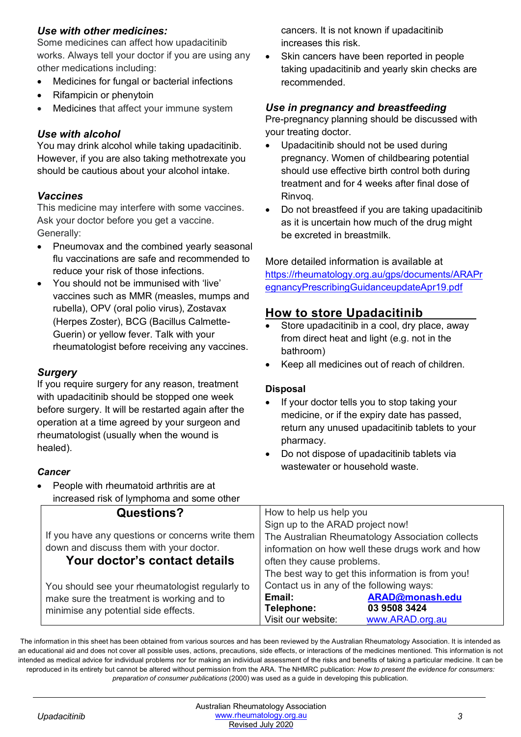### *Use with other medicines:*

Some medicines can affect how upadacitinib works. Always tell your doctor if you are using any other medications including:

- Medicines for fungal or bacterial infections
- Rifampicin or phenytoin
- Medicines that affect your immune system

### *Use with alcohol*

You may drink alcohol while taking upadacitinib. However, if you are also taking methotrexate you should be cautious about your alcohol intake.

### *Vaccines*

This medicine may interfere with some vaccines. Ask your doctor before you get a vaccine. Generally:

- Pneumovax and the combined yearly seasonal flu vaccinations are safe and recommended to reduce your risk of those infections.
- You should not be immunised with 'live' vaccines such as MMR (measles, mumps and rubella), OPV (oral polio virus), Zostavax (Herpes Zoster), BCG (Bacillus Calmette-Guerin) or yellow fever. Talk with your rheumatologist before receiving any vaccines.

### *Surgery*

If you require surgery for any reason, treatment with upadacitinib should be stopped one week before surgery. It will be restarted again after the operation at a time agreed by your surgeon and rheumatologist (usually when the wound is healed).

### *Cancer*

- People with rheumatoid arthritis are at increased risk of lymphoma and some other cancers. It is not known if upadacitinib increases this risk.
- Skin cancers have been reported in people taking upadacitinib and yearly skin checks are recommended.

### *Use in pregnancy and breastfeeding*

Pre-pregnancy planning should be discussed with your treating doctor.

- Upadacitinib should not be used during pregnancy. Women of childbearing potential should use effective birth control both during treatment and for 4 weeks after final dose of Rinvoq.
- Do not breastfeed if you are taking upadacitinib as it is uncertain how much of the drug might be excreted in breastmilk.

More detailed information is available at https://rheumatology.org.au/gps/documents/ARAPregnancyPrescribingGuidanceupdateApr19.pdf

## How to store Upadacitinib

- Store upadacitinib in a cool, dry place, away from direct heat and light (e.g. not in the bathroom)
- Keep all medicines out of reach of children.

### Disposal

- If your doctor tells you to stop taking your medicine, or if the expiry date has passed, return any unused upadacitinib tablets to your pharmacy.
- Do not dispose of upadacitinib tablets via wastewater or household waste.

## Questions?

If you have any questions or concerns write them down and discuss them with your doctor.

## Your doctor's contact details

You should see your rheumatologist regularly to make sure the treatment is working and to minimise any potential side effects.

How to help us help you

Sign up to the ARAD project now!

The Australian Rheumatology Association collects information on how well these drugs work and how often they cause problems.

The best way to get this information is from you!

Contact us in any of the following ways:

**Email:** ARAD@monash.edu
**Telephone:** 03 9508 3424
Visit our website: www.ARAD.org.au

The information in this sheet has been obtained from various sources and has been reviewed by the Australian Rheumatology Association. It is intended as an educational aid and does not cover all possible uses, actions, precautions, side effects, or interactions of the medicines mentioned. This information is not intended as medical advice for individual problems nor for making an individual assessment of the risks and benefits of taking a particular medicine. It can be reproduced in its entirety but cannot be altered without permission from the ARA. The NHMRC publication: *How to present the evidence for consumers: preparation of consumer publications* (2000) was used as a guide in developing this publication.

Australian Rheumatology Association
www.rheumatology.org.au
Revised July 2020